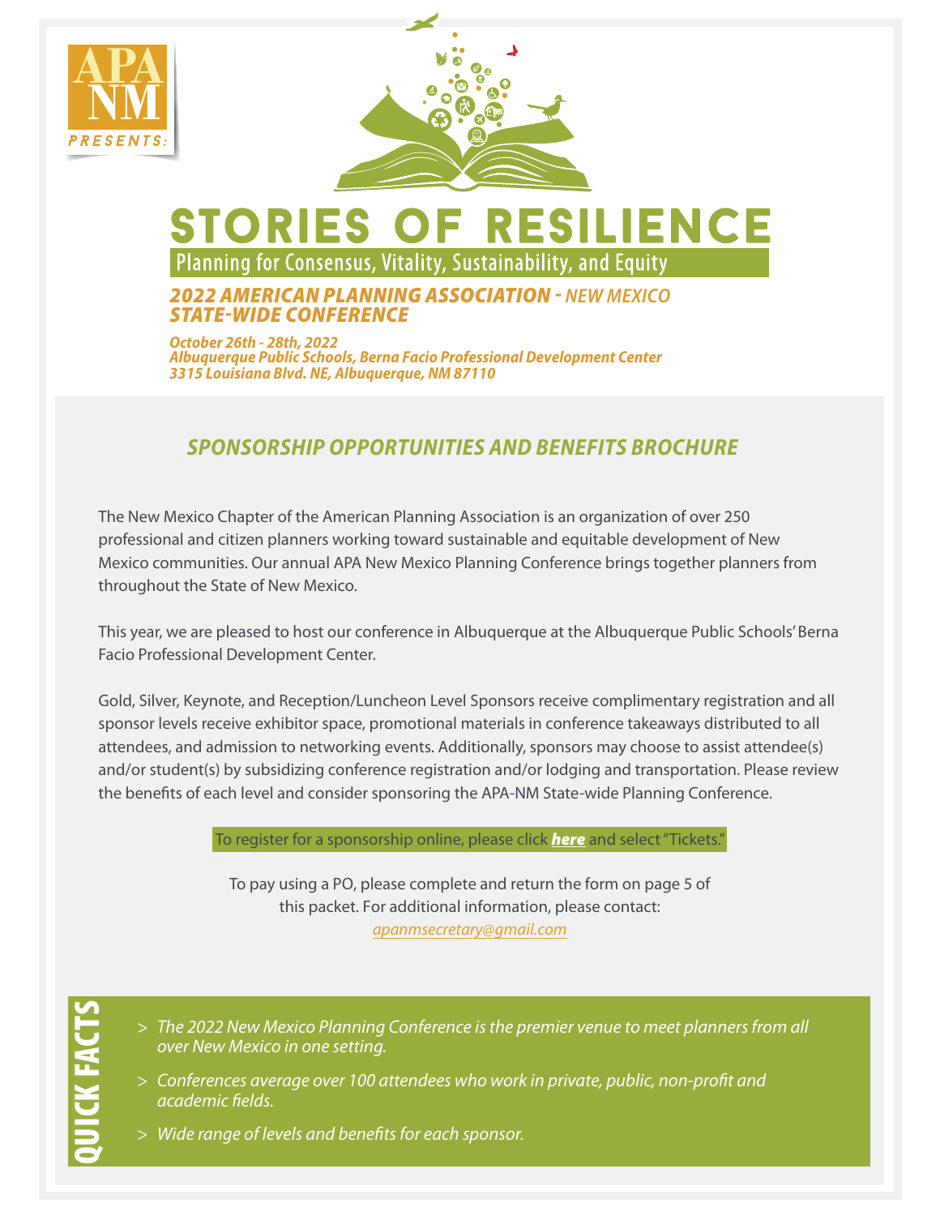APA NM

*PRESENTS:*

# STORIES OF RESILIENCE

## Planning for Consensus, Vitality, Sustainability, and Equity

***2022 AMERICAN PLANNING ASSOCIATION** - NEW MEXICO **STATE-WIDE CONFERENCE***

***October 26th - 28th, 2022***
***Albuquerque Public Schools, Berna Facio Professional Development Center***
***3315 Louisiana Blvd. NE, Albuquerque, NM 87110***

### *SPONSORSHIP OPPORTUNITIES AND BENEFITS BROCHURE*

The New Mexico Chapter of the American Planning Association is an organization of over 250 professional and citizen planners working toward sustainable and equitable development of New Mexico communities. Our annual APA New Mexico Planning Conference brings together planners from throughout the State of New Mexico.

This year, we are pleased to host our conference in Albuquerque at the Albuquerque Public Schools' Berna Facio Professional Development Center.

Gold, Silver, Keynote, and Reception/Luncheon Level Sponsors receive complimentary registration and all sponsor levels receive exhibitor space, promotional materials in conference takeaways distributed to all attendees, and admission to networking events. Additionally, sponsors may choose to assist attendee(s) and/or student(s) by subsidizing conference registration and/or lodging and transportation. Please review the benefits of each level and consider sponsoring the APA-NM State-wide Planning Conference.

To register for a sponsorship online, please click ***here*** and select "Tickets."

To pay using a PO, please complete and return the form on page 5 of this packet. For additional information, please contact: apanmsecretary@gmail.com

**QUICK FACTS**

- *The 2022 New Mexico Planning Conference is the premier venue to meet planners from all over New Mexico in one setting.*
- *Conferences average over 100 attendees who work in private, public, non-profit and academic fields.*
- *Wide range of levels and benefits for each sponsor.*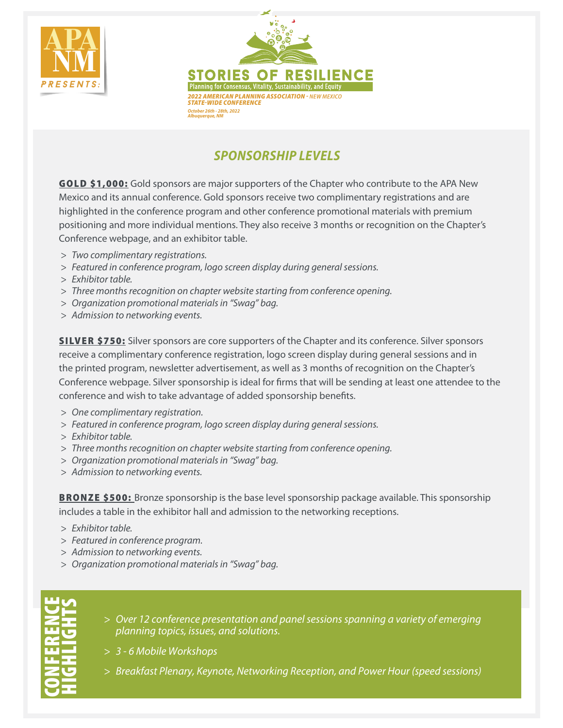APA NM *PRESENTS:*

# STORIES OF RESILIENCE

Planning for Consensus, Vitality, Sustainability, and Equity

*2022 AMERICAN PLANNING ASSOCIATION - NEW MEXICO STATE-WIDE CONFERENCE*

*October 26th - 28th, 2022*
*Albuquerque, NM*

## *SPONSORSHIP LEVELS*

**GOLD $1,000:** Gold sponsors are major supporters of the Chapter who contribute to the APA New Mexico and its annual conference. Gold sponsors receive two complimentary registrations and are highlighted in the conference program and other conference promotional materials with premium positioning and more individual mentions. They also receive 3 months or recognition on the Chapter's Conference webpage, and an exhibitor table.

- *Two complimentary registrations.*
- *Featured in conference program, logo screen display during general sessions.*
- *Exhibitor table.*
- *Three months recognition on chapter website starting from conference opening.*
- *Organization promotional materials in "Swag" bag.*
- *Admission to networking events.*

**SILVER $750:** Silver sponsors are core supporters of the Chapter and its conference. Silver sponsors receive a complimentary conference registration, logo screen display during general sessions and in the printed program, newsletter advertisement, as well as 3 months of recognition on the Chapter's Conference webpage. Silver sponsorship is ideal for firms that will be sending at least one attendee to the conference and wish to take advantage of added sponsorship benefits.

- *One complimentary registration.*
- *Featured in conference program, logo screen display during general sessions.*
- *Exhibitor table.*
- *Three months recognition on chapter website starting from conference opening.*
- *Organization promotional materials in "Swag" bag.*
- *Admission to networking events.*

**BRONZE $500:** Bronze sponsorship is the base level sponsorship package available. This sponsorship includes a table in the exhibitor hall and admission to the networking receptions.

- *Exhibitor table.*
- *Featured in conference program.*
- *Admission to networking events.*
- *Organization promotional materials in "Swag" bag.*

## CONFERENCE HIGHLIGHTS

- *Over 12 conference presentation and panel sessions spanning a variety of emerging planning topics, issues, and solutions.*
- *3 - 6 Mobile Workshops*
- *Breakfast Plenary, Keynote, Networking Reception, and Power Hour (speed sessions)*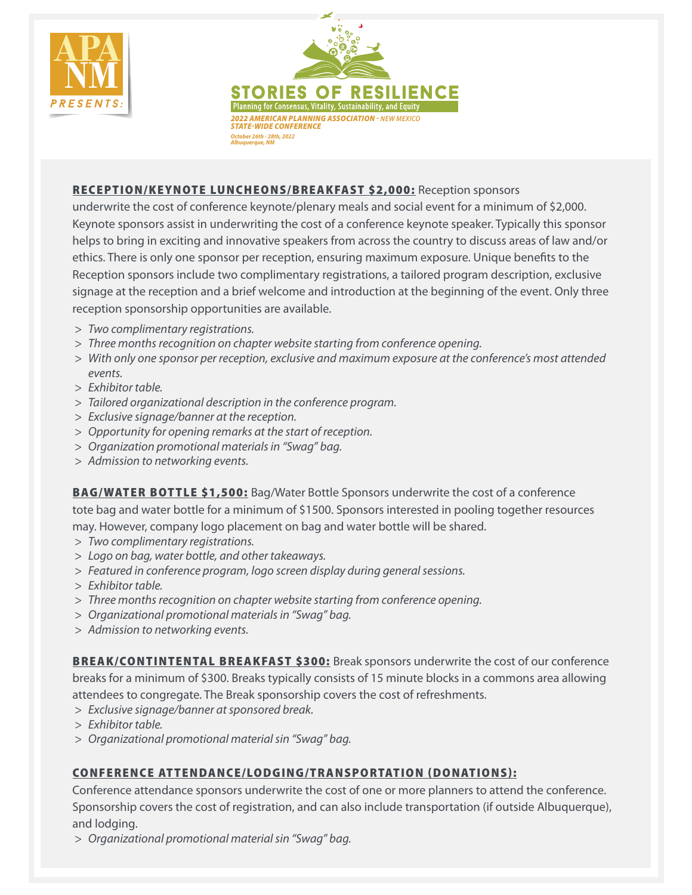APA NM PRESENTS:

STORIES OF RESILIENCE

Planning for Consensus, Vitality, Sustainability, and Equity

*2022 AMERICAN PLANNING ASSOCIATION - NEW MEXICO STATE-WIDE CONFERENCE*

*October 26th - 28th, 2022*
*Albuquerque, NM*

**RECEPTION/KEYNOTE LUNCHEONS/BREAKFAST $2,000:** Reception sponsors underwrite the cost of conference keynote/plenary meals and social event for a minimum of $2,000. Keynote sponsors assist in underwriting the cost of a conference keynote speaker. Typically this sponsor helps to bring in exciting and innovative speakers from across the country to discuss areas of law and/or ethics. There is only one sponsor per reception, ensuring maximum exposure. Unique benefits to the Reception sponsors include two complimentary registrations, a tailored program description, exclusive signage at the reception and a brief welcome and introduction at the beginning of the event. Only three reception sponsorship opportunities are available.

- *Two complimentary registrations.*
- *Three months recognition on chapter website starting from conference opening.*
- *With only one sponsor per reception, exclusive and maximum exposure at the conference's most attended events.*
- *Exhibitor table.*
- *Tailored organizational description in the conference program.*
- *Exclusive signage/banner at the reception.*
- *Opportunity for opening remarks at the start of reception.*
- *Organization promotional materials in "Swag" bag.*
- *Admission to networking events.*

**BAG/WATER BOTTLE $1,500:** Bag/Water Bottle Sponsors underwrite the cost of a conference tote bag and water bottle for a minimum of $1500. Sponsors interested in pooling together resources may. However, company logo placement on bag and water bottle will be shared.

- *Two complimentary registrations.*
- *Logo on bag, water bottle, and other takeaways.*
- *Featured in conference program, logo screen display during general sessions.*
- *Exhibitor table.*
- *Three months recognition on chapter website starting from conference opening.*
- *Organizational promotional materials in "Swag" bag.*
- *Admission to networking events.*

**BREAK/CONTINTENTAL BREAKFAST $300:** Break sponsors underwrite the cost of our conference breaks for a minimum of $300. Breaks typically consists of 15 minute blocks in a commons area allowing attendees to congregate. The Break sponsorship covers the cost of refreshments.

- *Exclusive signage/banner at sponsored break.*
- *Exhibitor table.*
- *Organizational promotional material sin "Swag" bag.*

**CONFERENCE ATTENDANCE/LODGING/TRANSPORTATION (DONATIONS):**

Conference attendance sponsors underwrite the cost of one or more planners to attend the conference. Sponsorship covers the cost of registration, and can also include transportation (if outside Albuquerque), and lodging.

- *Organizational promotional material sin "Swag" bag.*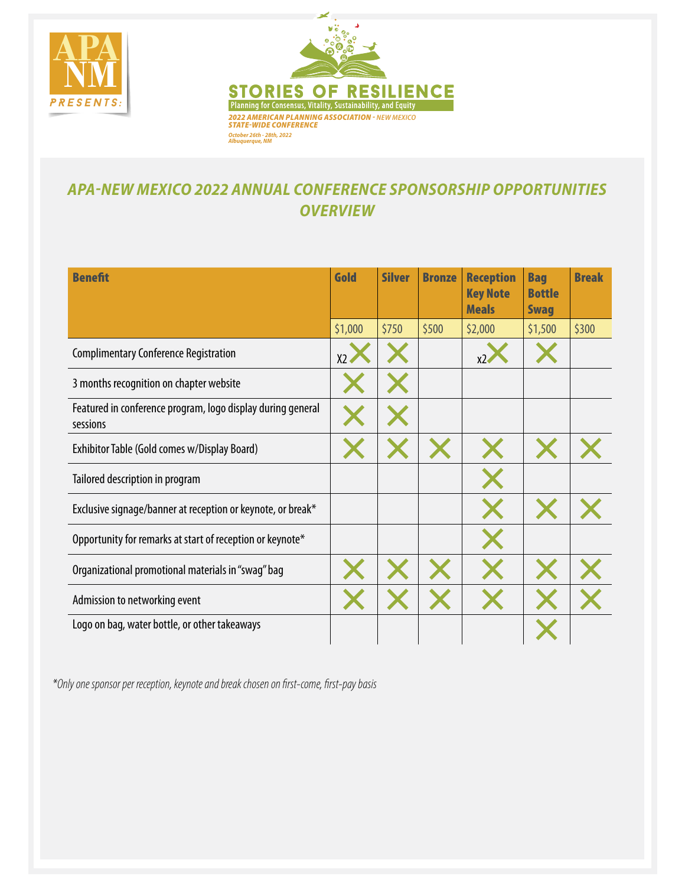APA NM PRESENTS:

STORIES OF RESILIENCE

Planning for Consensus, Vitality, Sustainability, and Equity

*2022 AMERICAN PLANNING ASSOCIATION - NEW MEXICO STATE-WIDE CONFERENCE*

*October 26th - 28th, 2022*
*Albuquerque, NM*

## *APA-NEW MEXICO 2022 ANNUAL CONFERENCE SPONSORSHIP OPPORTUNITIES OVERVIEW*

| Benefit | Gold | Silver | Bronze | Reception Key Note Meals | Bag Bottle Swag | Break |
|---|---|---|---|---|---|---|
| | $1,000 | $750 | $500 | $2,000 | $1,500 | $300 |
| Complimentary Conference Registration | X2 X | X | | x2 X | X | |
| 3 months recognition on chapter website | X | X | | | | |
| Featured in conference program, logo display during general sessions | X | X | | | | |
| Exhibitor Table (Gold comes w/Display Board) | X | X | X | X | X | X |
| Tailored description in program | | | | X | | |
| Exclusive signage/banner at reception or keynote, or break* | | | | X | X | X |
| Opportunity for remarks at start of reception or keynote* | | | | X | | |
| Organizational promotional materials in "swag" bag | X | X | X | X | X | X |
| Admission to networking event | X | X | X | X | X | X |
| Logo on bag, water bottle, or other takeaways | | | | | X | |

*\*Only one sponsor per reception, keynote and break chosen on first-come, first-pay basis*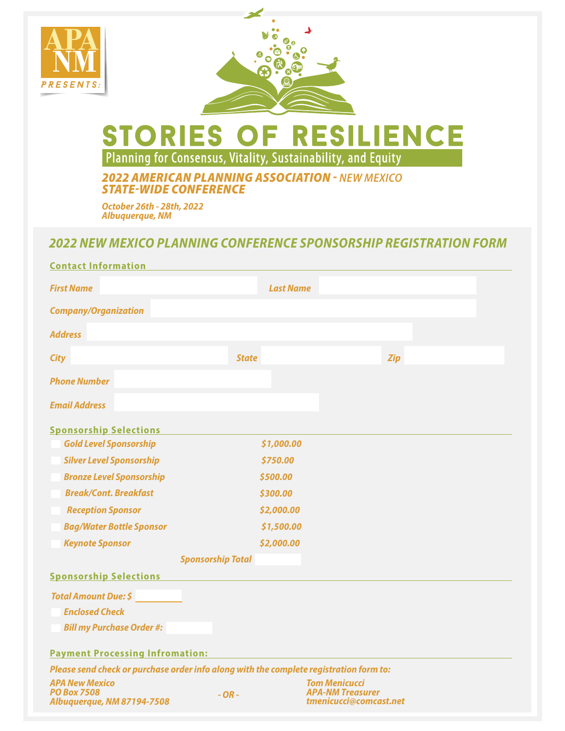APA NM

*PRESENTS:*

# STORIES OF RESILIENCE

## Planning for Consensus, Vitality, Sustainability, and Equity

***2022 AMERICAN PLANNING ASSOCIATION - NEW MEXICO STATE-WIDE CONFERENCE***

***October 26th - 28th, 2022***
***Albuquerque, NM***

## *2022 NEW MEXICO PLANNING CONFERENCE SPONSORSHIP REGISTRATION FORM*

### Contact Information

*First Name* ______ *Last Name* ______

*Company/Organization* ______

*Address* ______

*City* ______ *State* ______ *Zip* ______

*Phone Number* ______

*Email Address* ______

### Sponsorship Selections

| | |
|---|---|
| ☐ *Gold Level Sponsorship* | *$1,000.00* |
| ☐ *Silver Level Sponsorship* | *$750.00* |
| ☐ *Bronze Level Sponsorship* | *$500.00* |
| ☐ *Break/Cont. Breakfast* | *$300.00* |
| ☐ *Reception Sponsor* | *$2,000.00* |
| ☐ *Bag/Water Bottle Sponsor* | *$1,500.00* |
| ☐ *Keynote Sponsor* | *$2,000.00* |

*Sponsorship Total* ______

### Sponsorship Selections

*Total Amount Due: $* ______

☐ *Enclosed Check*

☐ *Bill my Purchase Order #:* ______

### Payment Processing Infromation:

*Please send check or purchase order info along with the complete registration form to:*

***APA New Mexico***
***PO Box 7508***
***Albuquerque, NM 87194-7508***

*- OR -*

***Tom Menicucci***
***APA-NM Treasurer***
***tmenicucci@comcast.net***